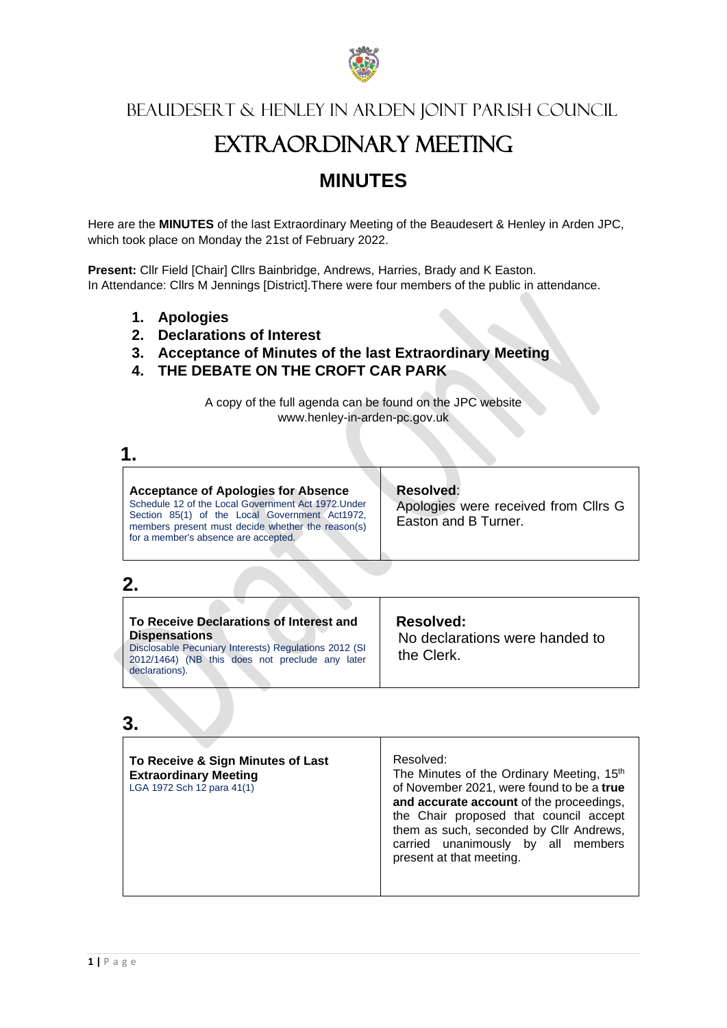# Beaudesert & Henley in Arden Joint Parish Council

# EXTRAORDINARY MEETING

## MINUTES

Here are the **MINUTES** of the last Extraordinary Meeting of the Beaudesert & Henley in Arden JPC, which took place on Monday the 21st of February 2022.

**Present:** Cllr Field [Chair] Cllrs Bainbridge, Andrews, Harries, Brady and K Easton.
In Attendance: Cllrs M Jennings [District].There were four members of the public in attendance.

1. **Apologies**
2. **Declarations of Interest**
3. **Acceptance of Minutes of the last Extraordinary Meeting**
4. **THE DEBATE ON THE CROFT CAR PARK**

A copy of the full agenda can be found on the JPC website
www.henley-in-arden-pc.gov.uk

## 1.

| **Acceptance of Apologies for Absence**<br>Schedule 12 of the Local Government Act 1972.Under Section 85(1) of the Local Government Act1972, members present must decide whether the reason(s) for a member's absence are accepted. | **Resolved**:<br>Apologies were received from Cllrs G Easton and B Turner. |
|---|---|

## 2.

| **To Receive Declarations of Interest and Dispensations**<br>Disclosable Pecuniary Interests) Regulations 2012 (SI 2012/1464) (NB this does not preclude any later declarations). | **Resolved:**<br>No declarations were handed to the Clerk. |
|---|---|

## 3.

| **To Receive & Sign Minutes of Last Extraordinary Meeting**<br>LGA 1972 Sch 12 para 41(1) | Resolved:<br>The Minutes of the Ordinary Meeting, 15th of November 2021, were found to be a **true and accurate account** of the proceedings, the Chair proposed that council accept them as such, seconded by Cllr Andrews, carried unanimously by all members present at that meeting. |
|---|---|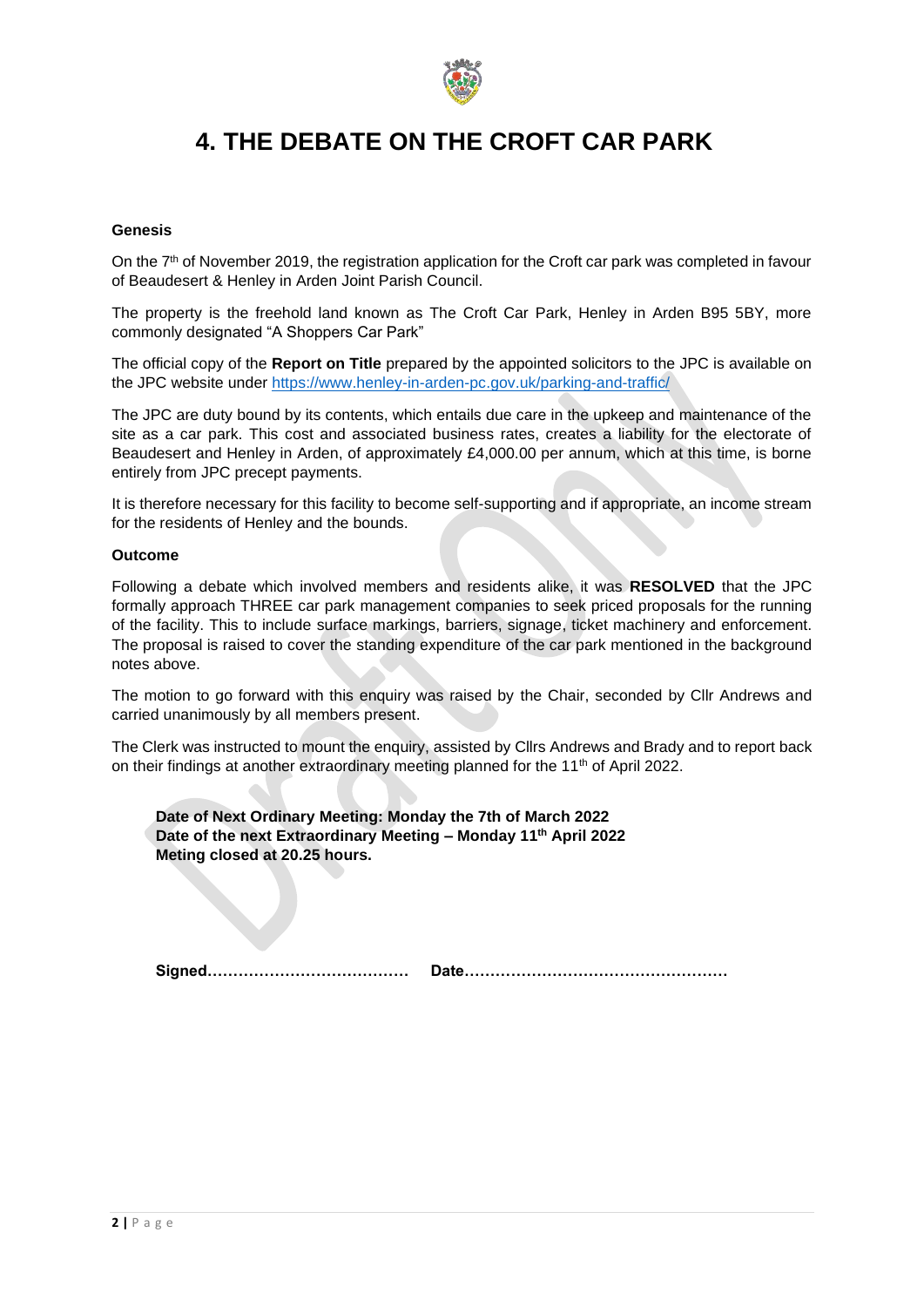# 4. THE DEBATE ON THE CROFT CAR PARK

**Genesis**

On the 7th of November 2019, the registration application for the Croft car park was completed in favour of Beaudesert & Henley in Arden Joint Parish Council.

The property is the freehold land known as The Croft Car Park, Henley in Arden B95 5BY, more commonly designated "A Shoppers Car Park"

The official copy of the **Report on Title** prepared by the appointed solicitors to the JPC is available on the JPC website under https://www.henley-in-arden-pc.gov.uk/parking-and-traffic/

The JPC are duty bound by its contents, which entails due care in the upkeep and maintenance of the site as a car park. This cost and associated business rates, creates a liability for the electorate of Beaudesert and Henley in Arden, of approximately £4,000.00 per annum, which at this time, is borne entirely from JPC precept payments.

It is therefore necessary for this facility to become self-supporting and if appropriate, an income stream for the residents of Henley and the bounds.

**Outcome**

Following a debate which involved members and residents alike, it was **RESOLVED** that the JPC formally approach THREE car park management companies to seek priced proposals for the running of the facility. This to include surface markings, barriers, signage, ticket machinery and enforcement. The proposal is raised to cover the standing expenditure of the car park mentioned in the background notes above.

The motion to go forward with this enquiry was raised by the Chair, seconded by Cllr Andrews and carried unanimously by all members present.

The Clerk was instructed to mount the enquiry, assisted by Cllrs Andrews and Brady and to report back on their findings at another extraordinary meeting planned for the 11th of April 2022.

**Date of Next Ordinary Meeting: Monday the 7th of March 2022**
**Date of the next Extraordinary Meeting – Monday 11th April 2022**
**Meting closed at 20.25 hours.**

**Signed…………………………………  Date……………………………………………**